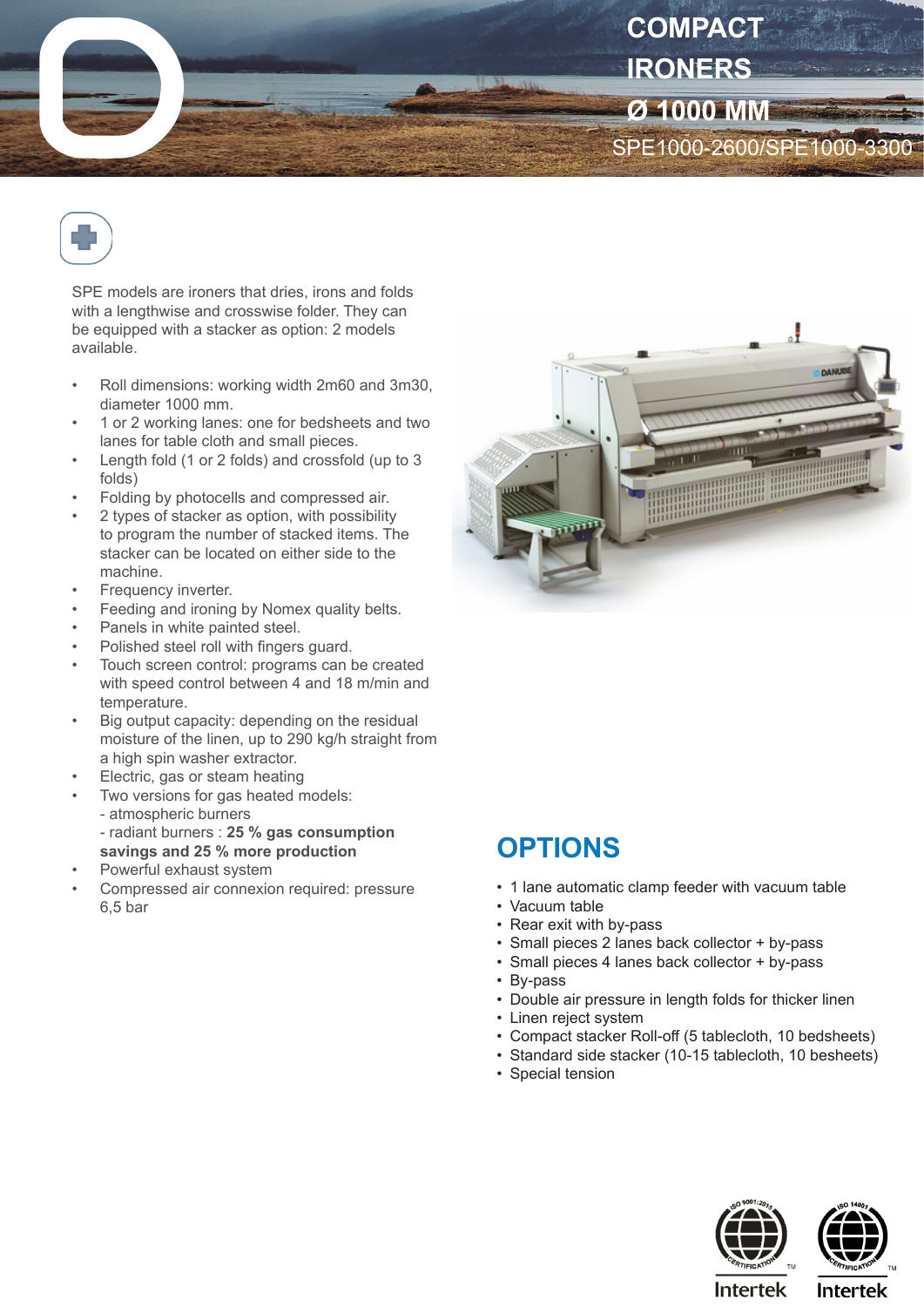# COMPACT IRONERS Ø 1000 MM

SPE1000-2600/SPE1000-3300

SPE models are ironers that dries, irons and folds with a lengthwise and crosswise folder. They can be equipped with a stacker as option: 2 models available.

- Roll dimensions: working width 2m60 and 3m30, diameter 1000 mm.
- 1 or 2 working lanes: one for bedsheets and two lanes for table cloth and small pieces.
- Length fold (1 or 2 folds) and crossfold (up to 3 folds)
- Folding by photocells and compressed air.
- 2 types of stacker as option, with possibility to program the number of stacked items. The stacker can be located on either side to the machine.
- Frequency inverter.
- Feeding and ironing by Nomex quality belts.
- Panels in white painted steel.
- Polished steel roll with fingers guard.
- Touch screen control: programs can be created with speed control between 4 and 18 m/min and temperature.
- Big output capacity: depending on the residual moisture of the linen, up to 290 kg/h straight from a high spin washer extractor.
- Electric, gas or steam heating
- Two versions for gas heated models:
  - atmospheric burners
  - radiant burners : **25 % gas consumption savings and 25 % more production**
- Powerful exhaust system
- Compressed air connexion required: pressure 6,5 bar

## OPTIONS

- 1 lane automatic clamp feeder with vacuum table
- Vacuum table
- Rear exit with by-pass
- Small pieces 2 lanes back collector + by-pass
- Small pieces 4 lanes back collector + by-pass
- By-pass
- Double air pressure in length folds for thicker linen
- Linen reject system
- Compact stacker Roll-off (5 tablecloth, 10 bedsheets)
- Standard side stacker (10-15 tablecloth, 10 besheets)
- Special tension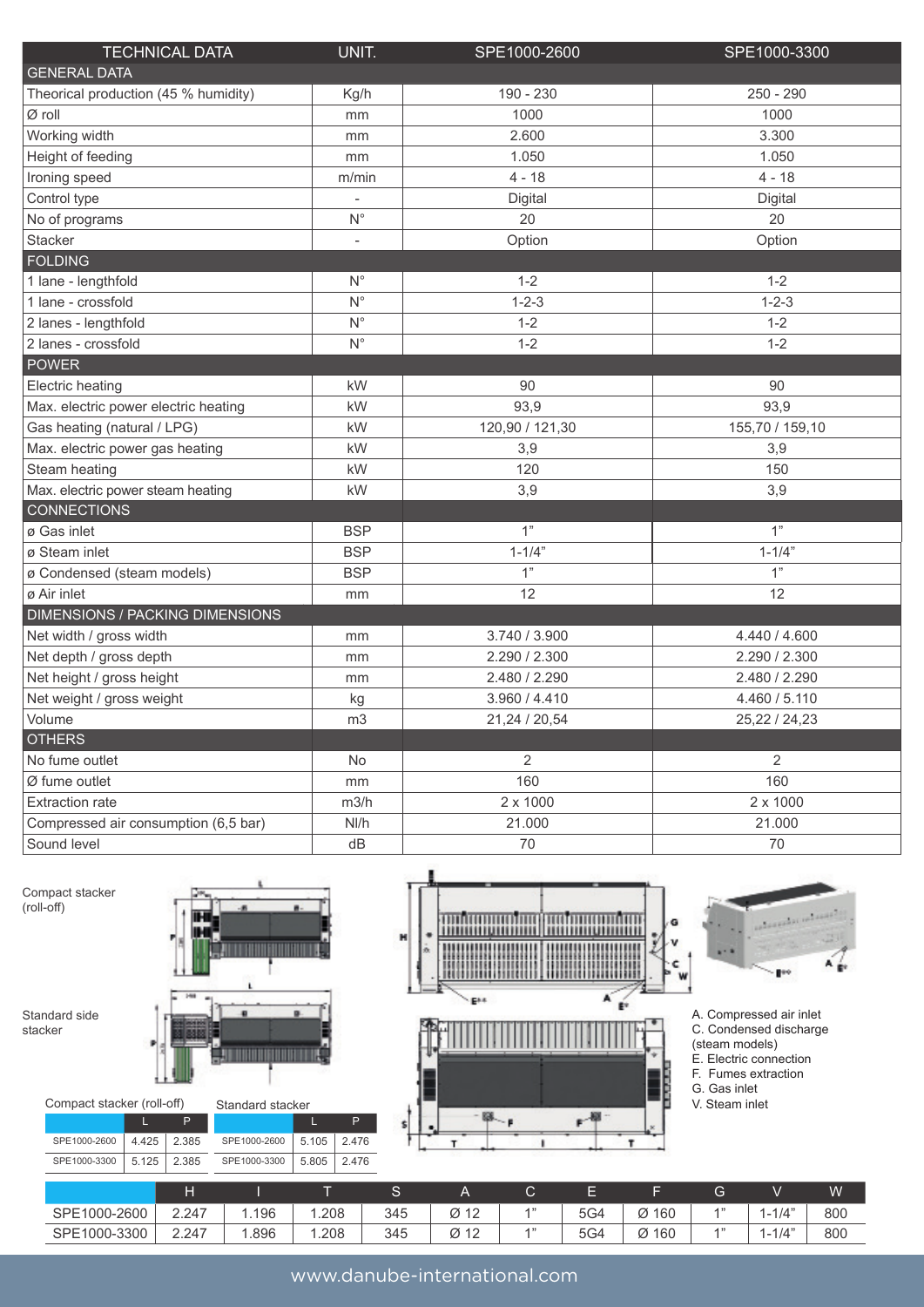| TECHNICAL DATA | UNIT. | SPE1000-2600 | SPE1000-3300 |
|---|---|---|---|
| GENERAL DATA | | | |
| Theorical production (45 % humidity) | Kg/h | 190 - 230 | 250 - 290 |
| Ø roll | mm | 1000 | 1000 |
| Working width | mm | 2.600 | 3.300 |
| Height of feeding | mm | 1.050 | 1.050 |
| Ironing speed | m/min | 4 - 18 | 4 - 18 |
| Control type | - | Digital | Digital |
| No of programs | N° | 20 | 20 |
| Stacker | - | Option | Option |
| FOLDING | | | |
| 1 lane - lengthfold | N° | 1-2 | 1-2 |
| 1 lane - crossfold | N° | 1-2-3 | 1-2-3 |
| 2 lanes - lengthfold | N° | 1-2 | 1-2 |
| 2 lanes - crossfold | N° | 1-2 | 1-2 |
| POWER | | | |
| Electric heating | kW | 90 | 90 |
| Max. electric power electric heating | kW | 93,9 | 93,9 |
| Gas heating (natural / LPG) | kW | 120,90 / 121,30 | 155,70 / 159,10 |
| Max. electric power gas heating | kW | 3,9 | 3,9 |
| Steam heating | kW | 120 | 150 |
| Max. electric power steam heating | kW | 3,9 | 3,9 |
| CONNECTIONS | | | |
| ø Gas inlet | BSP | 1” | 1” |
| ø Steam inlet | BSP | 1-1/4” | 1-1/4” |
| ø Condensed (steam models) | BSP | 1” | 1” |
| ø Air inlet | mm | 12 | 12 |
| DIMENSIONS / PACKING DIMENSIONS | | | |
| Net width / gross width | mm | 3.740 / 3.900 | 4.440 / 4.600 |
| Net depth / gross depth | mm | 2.290 / 2.300 | 2.290 / 2.300 |
| Net height / gross height | mm | 2.480 / 2.290 | 2.480 / 2.290 |
| Net weight / gross weight | kg | 3.960 / 4.410 | 4.460 / 5.110 |
| Volume | m3 | 21,24 / 20,54 | 25,22 / 24,23 |
| OTHERS | | | |
| No fume outlet | No | 2 | 2 |
| Ø fume outlet | mm | 160 | 160 |
| Extraction rate | m3/h | 2 x 1000 | 2 x 1000 |
| Compressed air consumption (6,5 bar) | Nl/h | 21.000 | 21.000 |
| Sound level | dB | 70 | 70 |

Compact stacker (roll-off)

Standard side stacker

Compact stacker (roll-off)

| | L | P |
|---|---|---|
| SPE1000-2600 | 4.425 | 2.385 |
| SPE1000-3300 | 5.125 | 2.385 |

Standard stacker

| | L | P |
|---|---|---|
| SPE1000-2600 | 5.105 | 2.476 |
| SPE1000-3300 | 5.805 | 2.476 |

A. Compressed air inlet
C. Condensed discharge (steam models)
E. Electric connection
F. Fumes extraction
G. Gas inlet
V. Steam inlet

| | H | I | T | S | A | C | E | F | G | V | W |
|---|---|---|---|---|---|---|---|---|---|---|---|
| SPE1000-2600 | 2.247 | 1.196 | 1.208 | 345 | Ø 12 | 1” | 5G4 | Ø 160 | 1” | 1-1/4” | 800 |
| SPE1000-3300 | 2.247 | 1.896 | 1.208 | 345 | Ø 12 | 1” | 5G4 | Ø 160 | 1” | 1-1/4” | 800 |

www.danube-international.com